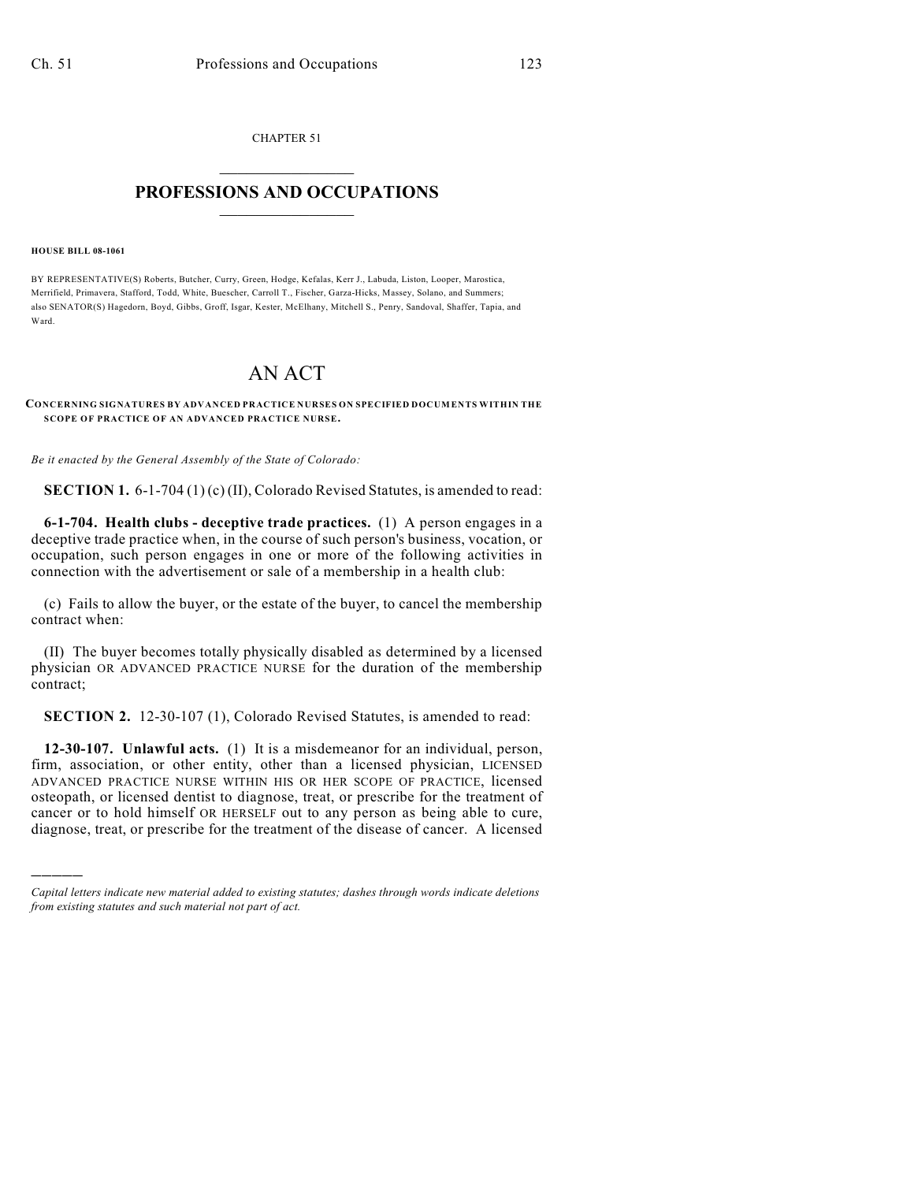CHAPTER 51

# PROFESSIONS AND OCCUPATIONS

**HOUSE BILL 08-1061**

BY REPRESENTATIVE(S) Roberts, Butcher, Curry, Green, Hodge, Kefalas, Kerr J., Labuda, Liston, Looper, Marostica, Merrifield, Primavera, Stafford, Todd, White, Buescher, Carroll T., Fischer, Garza-Hicks, Massey, Solano, and Summers; also SENATOR(S) Hagedorn, Boyd, Gibbs, Groff, Isgar, Kester, McElhany, Mitchell S., Penry, Sandoval, Shaffer, Tapia, and Ward.

# AN ACT

**CONCERNING SIGNATURES BY ADVANCED PRACTICE NURSES ON SPECIFIED DOCUMENTS WITHIN THE SCOPE OF PRACTICE OF AN ADVANCED PRACTICE NURSE.**

*Be it enacted by the General Assembly of the State of Colorado:*

**SECTION 1.** 6-1-704 (1) (c) (II), Colorado Revised Statutes, is amended to read:

**6-1-704. Health clubs - deceptive trade practices.** (1) A person engages in a deceptive trade practice when, in the course of such person's business, vocation, or occupation, such person engages in one or more of the following activities in connection with the advertisement or sale of a membership in a health club:

(c) Fails to allow the buyer, or the estate of the buyer, to cancel the membership contract when:

(II) The buyer becomes totally physically disabled as determined by a licensed physician OR ADVANCED PRACTICE NURSE for the duration of the membership contract;

**SECTION 2.** 12-30-107 (1), Colorado Revised Statutes, is amended to read:

**12-30-107. Unlawful acts.** (1) It is a misdemeanor for an individual, person, firm, association, or other entity, other than a licensed physician, LICENSED ADVANCED PRACTICE NURSE WITHIN HIS OR HER SCOPE OF PRACTICE, licensed osteopath, or licensed dentist to diagnose, treat, or prescribe for the treatment of cancer or to hold himself OR HERSELF out to any person as being able to cure, diagnose, treat, or prescribe for the treatment of the disease of cancer. A licensed

---

*Capital letters indicate new material added to existing statutes; dashes through words indicate deletions from existing statutes and such material not part of act.*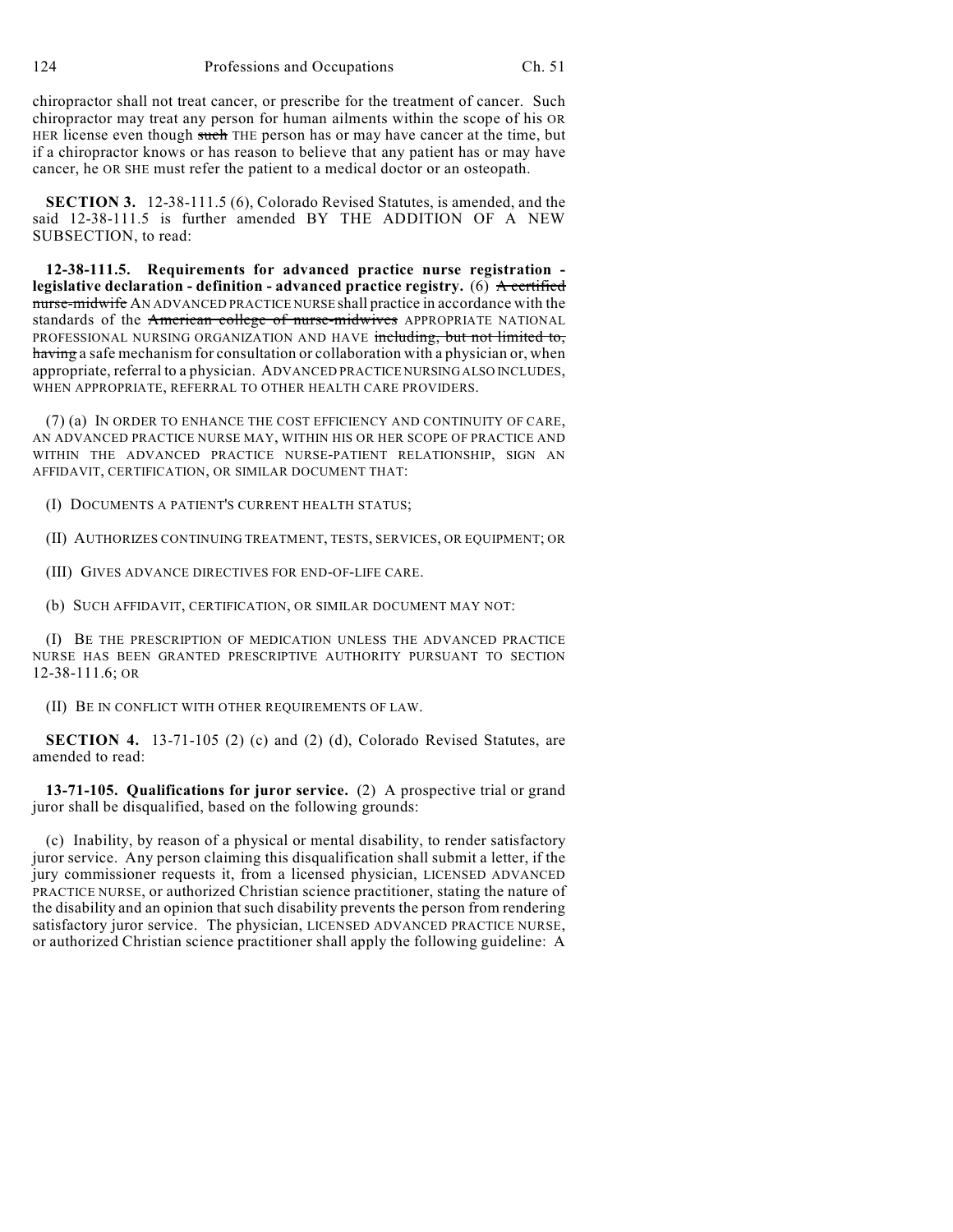chiropractor shall not treat cancer, or prescribe for the treatment of cancer. Such chiropractor may treat any person for human ailments within the scope of his OR HER license even though ~~such~~ THE person has or may have cancer at the time, but if a chiropractor knows or has reason to believe that any patient has or may have cancer, he OR SHE must refer the patient to a medical doctor or an osteopath.

**SECTION 3.** 12-38-111.5 (6), Colorado Revised Statutes, is amended, and the said 12-38-111.5 is further amended BY THE ADDITION OF A NEW SUBSECTION, to read:

**12-38-111.5. Requirements for advanced practice nurse registration - legislative declaration - definition - advanced practice registry.** (6) ~~A certified nurse-midwife~~ AN ADVANCED PRACTICE NURSE shall practice in accordance with the standards of the ~~American college of nurse-midwives~~ APPROPRIATE NATIONAL PROFESSIONAL NURSING ORGANIZATION AND HAVE ~~including, but not limited to, having~~ a safe mechanism for consultation or collaboration with a physician or, when appropriate, referral to a physician. ADVANCED PRACTICE NURSING ALSO INCLUDES, WHEN APPROPRIATE, REFERRAL TO OTHER HEALTH CARE PROVIDERS.

(7) (a) IN ORDER TO ENHANCE THE COST EFFICIENCY AND CONTINUITY OF CARE, AN ADVANCED PRACTICE NURSE MAY, WITHIN HIS OR HER SCOPE OF PRACTICE AND WITHIN THE ADVANCED PRACTICE NURSE-PATIENT RELATIONSHIP, SIGN AN AFFIDAVIT, CERTIFICATION, OR SIMILAR DOCUMENT THAT:

(I) DOCUMENTS A PATIENT'S CURRENT HEALTH STATUS;

(II) AUTHORIZES CONTINUING TREATMENT, TESTS, SERVICES, OR EQUIPMENT; OR

(III) GIVES ADVANCE DIRECTIVES FOR END-OF-LIFE CARE.

(b) SUCH AFFIDAVIT, CERTIFICATION, OR SIMILAR DOCUMENT MAY NOT:

(I) BE THE PRESCRIPTION OF MEDICATION UNLESS THE ADVANCED PRACTICE NURSE HAS BEEN GRANTED PRESCRIPTIVE AUTHORITY PURSUANT TO SECTION 12-38-111.6; OR

(II) BE IN CONFLICT WITH OTHER REQUIREMENTS OF LAW.

**SECTION 4.** 13-71-105 (2) (c) and (2) (d), Colorado Revised Statutes, are amended to read:

**13-71-105. Qualifications for juror service.** (2) A prospective trial or grand juror shall be disqualified, based on the following grounds:

(c) Inability, by reason of a physical or mental disability, to render satisfactory juror service. Any person claiming this disqualification shall submit a letter, if the jury commissioner requests it, from a licensed physician, LICENSED ADVANCED PRACTICE NURSE, or authorized Christian science practitioner, stating the nature of the disability and an opinion that such disability prevents the person from rendering satisfactory juror service. The physician, LICENSED ADVANCED PRACTICE NURSE, or authorized Christian science practitioner shall apply the following guideline: A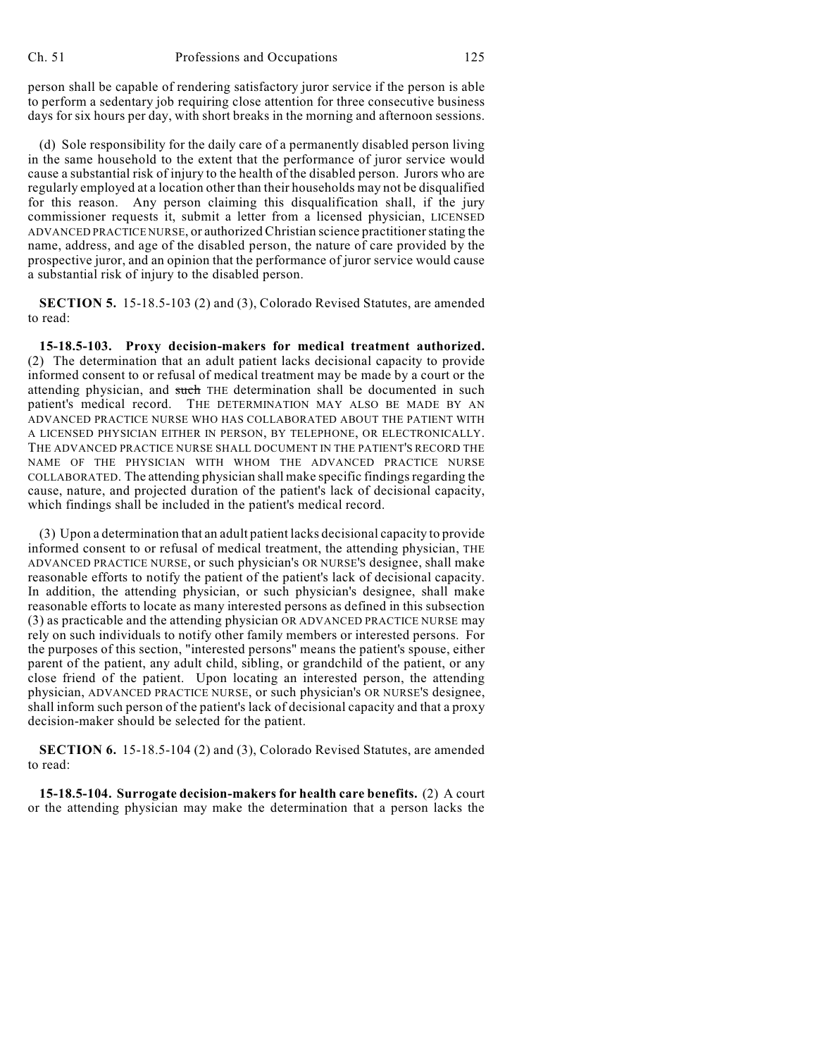person shall be capable of rendering satisfactory juror service if the person is able to perform a sedentary job requiring close attention for three consecutive business days for six hours per day, with short breaks in the morning and afternoon sessions.

(d) Sole responsibility for the daily care of a permanently disabled person living in the same household to the extent that the performance of juror service would cause a substantial risk of injury to the health of the disabled person. Jurors who are regularly employed at a location other than their households may not be disqualified for this reason. Any person claiming this disqualification shall, if the jury commissioner requests it, submit a letter from a licensed physician, LICENSED ADVANCED PRACTICE NURSE, or authorized Christian science practitioner stating the name, address, and age of the disabled person, the nature of care provided by the prospective juror, and an opinion that the performance of juror service would cause a substantial risk of injury to the disabled person.

**SECTION 5.** 15-18.5-103 (2) and (3), Colorado Revised Statutes, are amended to read:

**15-18.5-103. Proxy decision-makers for medical treatment authorized.** (2) The determination that an adult patient lacks decisional capacity to provide informed consent to or refusal of medical treatment may be made by a court or the attending physician, and ~~such~~ THE determination shall be documented in such patient's medical record. THE DETERMINATION MAY ALSO BE MADE BY AN ADVANCED PRACTICE NURSE WHO HAS COLLABORATED ABOUT THE PATIENT WITH A LICENSED PHYSICIAN EITHER IN PERSON, BY TELEPHONE, OR ELECTRONICALLY. THE ADVANCED PRACTICE NURSE SHALL DOCUMENT IN THE PATIENT'S RECORD THE NAME OF THE PHYSICIAN WITH WHOM THE ADVANCED PRACTICE NURSE COLLABORATED. The attending physician shall make specific findings regarding the cause, nature, and projected duration of the patient's lack of decisional capacity, which findings shall be included in the patient's medical record.

(3) Upon a determination that an adult patient lacks decisional capacity to provide informed consent to or refusal of medical treatment, the attending physician, THE ADVANCED PRACTICE NURSE, or such physician's OR NURSE'S designee, shall make reasonable efforts to notify the patient of the patient's lack of decisional capacity. In addition, the attending physician, or such physician's designee, shall make reasonable efforts to locate as many interested persons as defined in this subsection (3) as practicable and the attending physician OR ADVANCED PRACTICE NURSE may rely on such individuals to notify other family members or interested persons. For the purposes of this section, "interested persons" means the patient's spouse, either parent of the patient, any adult child, sibling, or grandchild of the patient, or any close friend of the patient. Upon locating an interested person, the attending physician, ADVANCED PRACTICE NURSE, or such physician's OR NURSE'S designee, shall inform such person of the patient's lack of decisional capacity and that a proxy decision-maker should be selected for the patient.

**SECTION 6.** 15-18.5-104 (2) and (3), Colorado Revised Statutes, are amended to read:

**15-18.5-104. Surrogate decision-makers for health care benefits.** (2) A court or the attending physician may make the determination that a person lacks the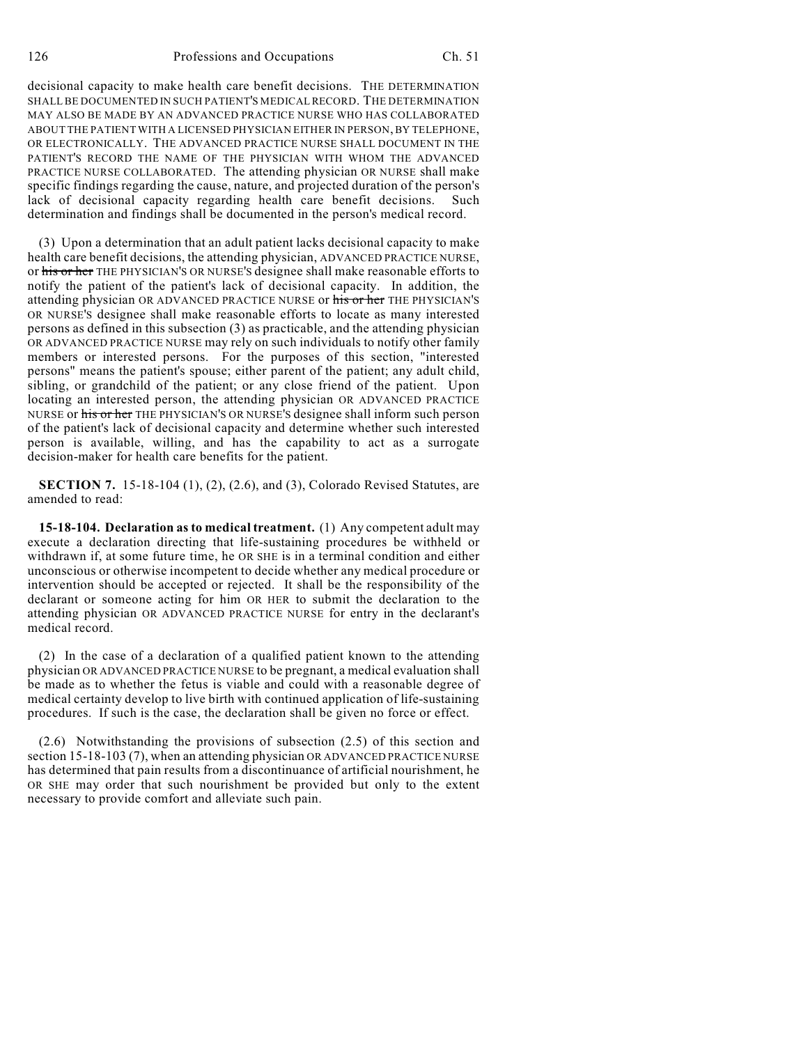decisional capacity to make health care benefit decisions. THE DETERMINATION SHALL BE DOCUMENTED IN SUCH PATIENT'S MEDICAL RECORD. THE DETERMINATION MAY ALSO BE MADE BY AN ADVANCED PRACTICE NURSE WHO HAS COLLABORATED ABOUT THE PATIENT WITH A LICENSED PHYSICIAN EITHER IN PERSON, BY TELEPHONE, OR ELECTRONICALLY. THE ADVANCED PRACTICE NURSE SHALL DOCUMENT IN THE PATIENT'S RECORD THE NAME OF THE PHYSICIAN WITH WHOM THE ADVANCED PRACTICE NURSE COLLABORATED. The attending physician OR NURSE shall make specific findings regarding the cause, nature, and projected duration of the person's lack of decisional capacity regarding health care benefit decisions. Such determination and findings shall be documented in the person's medical record.

(3) Upon a determination that an adult patient lacks decisional capacity to make health care benefit decisions, the attending physician, ADVANCED PRACTICE NURSE, or ~~his or her~~ THE PHYSICIAN'S OR NURSE'S designee shall make reasonable efforts to notify the patient of the patient's lack of decisional capacity. In addition, the attending physician OR ADVANCED PRACTICE NURSE or ~~his or her~~ THE PHYSICIAN'S OR NURSE'S designee shall make reasonable efforts to locate as many interested persons as defined in this subsection (3) as practicable, and the attending physician OR ADVANCED PRACTICE NURSE may rely on such individuals to notify other family members or interested persons. For the purposes of this section, "interested persons" means the patient's spouse; either parent of the patient; any adult child, sibling, or grandchild of the patient; or any close friend of the patient. Upon locating an interested person, the attending physician OR ADVANCED PRACTICE NURSE or ~~his or her~~ THE PHYSICIAN'S OR NURSE'S designee shall inform such person of the patient's lack of decisional capacity and determine whether such interested person is available, willing, and has the capability to act as a surrogate decision-maker for health care benefits for the patient.

**SECTION 7.** 15-18-104 (1), (2), (2.6), and (3), Colorado Revised Statutes, are amended to read:

**15-18-104. Declaration as to medical treatment.** (1) Any competent adult may execute a declaration directing that life-sustaining procedures be withheld or withdrawn if, at some future time, he OR SHE is in a terminal condition and either unconscious or otherwise incompetent to decide whether any medical procedure or intervention should be accepted or rejected. It shall be the responsibility of the declarant or someone acting for him OR HER to submit the declaration to the attending physician OR ADVANCED PRACTICE NURSE for entry in the declarant's medical record.

(2) In the case of a declaration of a qualified patient known to the attending physician OR ADVANCED PRACTICE NURSE to be pregnant, a medical evaluation shall be made as to whether the fetus is viable and could with a reasonable degree of medical certainty develop to live birth with continued application of life-sustaining procedures. If such is the case, the declaration shall be given no force or effect.

(2.6) Notwithstanding the provisions of subsection (2.5) of this section and section 15-18-103 (7), when an attending physician OR ADVANCED PRACTICE NURSE has determined that pain results from a discontinuance of artificial nourishment, he OR SHE may order that such nourishment be provided but only to the extent necessary to provide comfort and alleviate such pain.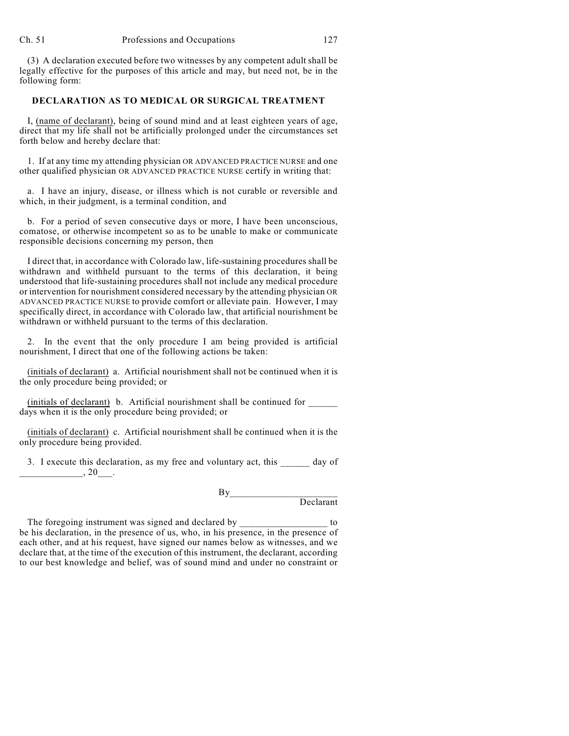(3) A declaration executed before two witnesses by any competent adult shall be legally effective for the purposes of this article and may, but need not, be in the following form:

**DECLARATION AS TO MEDICAL OR SURGICAL TREATMENT**

I, (name of declarant), being of sound mind and at least eighteen years of age, direct that my life shall not be artificially prolonged under the circumstances set forth below and hereby declare that:

1. If at any time my attending physician OR ADVANCED PRACTICE NURSE and one other qualified physician OR ADVANCED PRACTICE NURSE certify in writing that:

a. I have an injury, disease, or illness which is not curable or reversible and which, in their judgment, is a terminal condition, and

b. For a period of seven consecutive days or more, I have been unconscious, comatose, or otherwise incompetent so as to be unable to make or communicate responsible decisions concerning my person, then

I direct that, in accordance with Colorado law, life-sustaining procedures shall be withdrawn and withheld pursuant to the terms of this declaration, it being understood that life-sustaining procedures shall not include any medical procedure or intervention for nourishment considered necessary by the attending physician OR ADVANCED PRACTICE NURSE to provide comfort or alleviate pain. However, I may specifically direct, in accordance with Colorado law, that artificial nourishment be withdrawn or withheld pursuant to the terms of this declaration.

2. In the event that the only procedure I am being provided is artificial nourishment, I direct that one of the following actions be taken:

(initials of declarant) a. Artificial nourishment shall not be continued when it is the only procedure being provided; or

(initials of declarant) b. Artificial nourishment shall be continued for ______ days when it is the only procedure being provided; or

(initials of declarant) c. Artificial nourishment shall be continued when it is the only procedure being provided.

3. I execute this declaration, as my free and voluntary act, this ______ day of _____________, 20___.

By______________________
Declarant

The foregoing instrument was signed and declared by __________________ to be his declaration, in the presence of us, who, in his presence, in the presence of each other, and at his request, have signed our names below as witnesses, and we declare that, at the time of the execution of this instrument, the declarant, according to our best knowledge and belief, was of sound mind and under no constraint or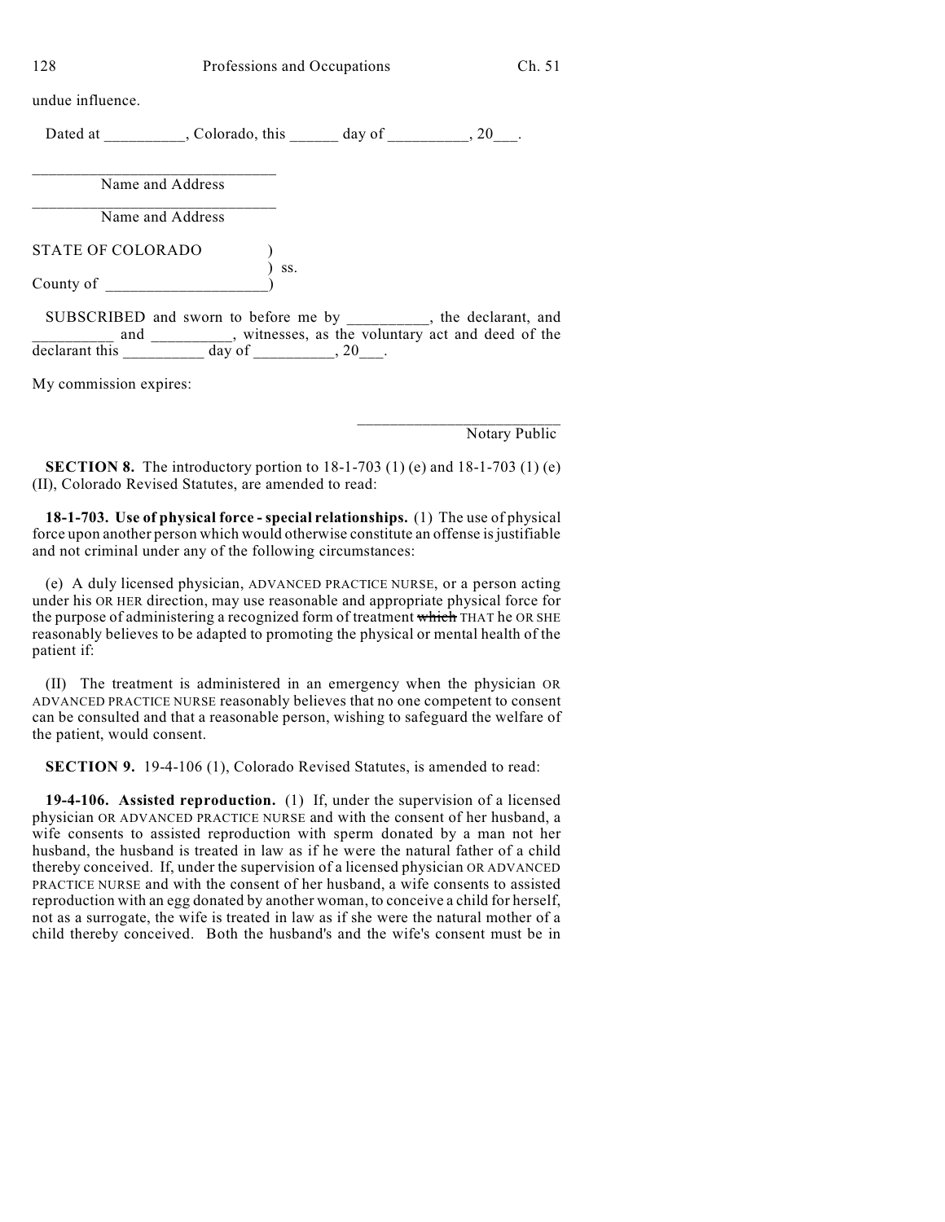undue influence.

Dated at __________, Colorado, this ______ day of __________, 20___.

______________________________
Name and Address

______________________________
Name and Address

STATE OF COLORADO )
) ss.
County of ____________________)

SUBSCRIBED and sworn to before me by __________, the declarant, and __________ and __________, witnesses, as the voluntary act and deed of the declarant this __________ day of __________, 20___.

My commission expires:

__________________________
Notary Public

**SECTION 8.** The introductory portion to 18-1-703 (1) (e) and 18-1-703 (1) (e) (II), Colorado Revised Statutes, are amended to read:

**18-1-703. Use of physical force - special relationships.** (1) The use of physical force upon another person which would otherwise constitute an offense is justifiable and not criminal under any of the following circumstances:

(e) A duly licensed physician, ADVANCED PRACTICE NURSE, or a person acting under his OR HER direction, may use reasonable and appropriate physical force for the purpose of administering a recognized form of treatment ~~which~~ THAT he OR SHE reasonably believes to be adapted to promoting the physical or mental health of the patient if:

(II) The treatment is administered in an emergency when the physician OR ADVANCED PRACTICE NURSE reasonably believes that no one competent to consent can be consulted and that a reasonable person, wishing to safeguard the welfare of the patient, would consent.

**SECTION 9.** 19-4-106 (1), Colorado Revised Statutes, is amended to read:

**19-4-106. Assisted reproduction.** (1) If, under the supervision of a licensed physician OR ADVANCED PRACTICE NURSE and with the consent of her husband, a wife consents to assisted reproduction with sperm donated by a man not her husband, the husband is treated in law as if he were the natural father of a child thereby conceived. If, under the supervision of a licensed physician OR ADVANCED PRACTICE NURSE and with the consent of her husband, a wife consents to assisted reproduction with an egg donated by another woman, to conceive a child for herself, not as a surrogate, the wife is treated in law as if she were the natural mother of a child thereby conceived. Both the husband's and the wife's consent must be in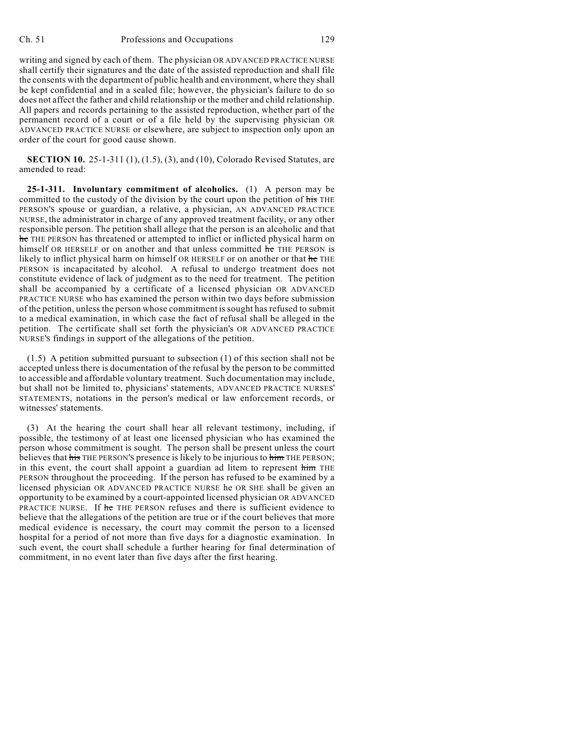writing and signed by each of them. The physician OR ADVANCED PRACTICE NURSE shall certify their signatures and the date of the assisted reproduction and shall file the consents with the department of public health and environment, where they shall be kept confidential and in a sealed file; however, the physician's failure to do so does not affect the father and child relationship or the mother and child relationship. All papers and records pertaining to the assisted reproduction, whether part of the permanent record of a court or of a file held by the supervising physician OR ADVANCED PRACTICE NURSE or elsewhere, are subject to inspection only upon an order of the court for good cause shown.

**SECTION 10.** 25-1-311 (1), (1.5), (3), and (10), Colorado Revised Statutes, are amended to read:

**25-1-311. Involuntary commitment of alcoholics.** (1) A person may be committed to the custody of the division by the court upon the petition of ~~his~~ THE PERSON'S spouse or guardian, a relative, a physician, AN ADVANCED PRACTICE NURSE, the administrator in charge of any approved treatment facility, or any other responsible person. The petition shall allege that the person is an alcoholic and that ~~he~~ THE PERSON has threatened or attempted to inflict or inflicted physical harm on himself OR HERSELF or on another and that unless committed ~~he~~ THE PERSON is likely to inflict physical harm on himself OR HERSELF or on another or that ~~he~~ THE PERSON is incapacitated by alcohol. A refusal to undergo treatment does not constitute evidence of lack of judgment as to the need for treatment. The petition shall be accompanied by a certificate of a licensed physician OR ADVANCED PRACTICE NURSE who has examined the person within two days before submission of the petition, unless the person whose commitment is sought has refused to submit to a medical examination, in which case the fact of refusal shall be alleged in the petition. The certificate shall set forth the physician's OR ADVANCED PRACTICE NURSE'S findings in support of the allegations of the petition.

(1.5) A petition submitted pursuant to subsection (1) of this section shall not be accepted unless there is documentation of the refusal by the person to be committed to accessible and affordable voluntary treatment. Such documentation may include, but shall not be limited to, physicians' statements, ADVANCED PRACTICE NURSES' STATEMENTS, notations in the person's medical or law enforcement records, or witnesses' statements.

(3) At the hearing the court shall hear all relevant testimony, including, if possible, the testimony of at least one licensed physician who has examined the person whose commitment is sought. The person shall be present unless the court believes that ~~his~~ THE PERSON'S presence is likely to be injurious to ~~him~~ THE PERSON; in this event, the court shall appoint a guardian ad litem to represent ~~him~~ THE PERSON throughout the proceeding. If the person has refused to be examined by a licensed physician OR ADVANCED PRACTICE NURSE he OR SHE shall be given an opportunity to be examined by a court-appointed licensed physician OR ADVANCED PRACTICE NURSE. If ~~he~~ THE PERSON refuses and there is sufficient evidence to believe that the allegations of the petition are true or if the court believes that more medical evidence is necessary, the court may commit the person to a licensed hospital for a period of not more than five days for a diagnostic examination. In such event, the court shall schedule a further hearing for final determination of commitment, in no event later than five days after the first hearing.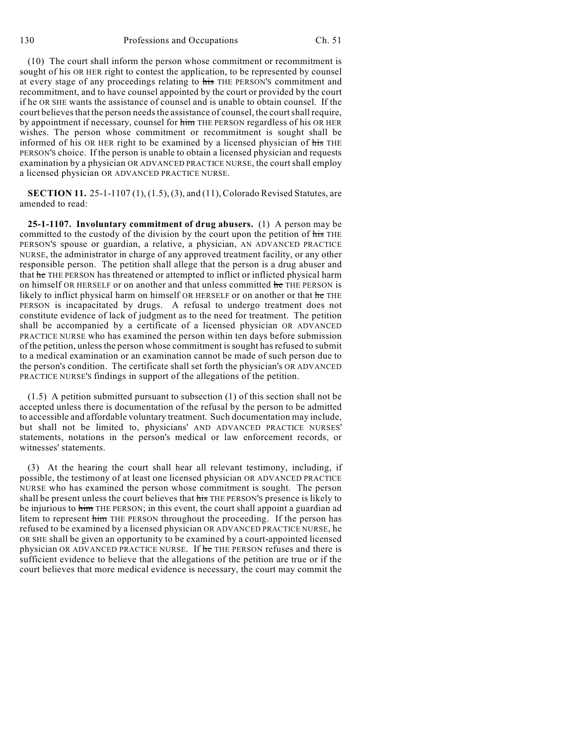(10) The court shall inform the person whose commitment or recommitment is sought of his OR HER right to contest the application, to be represented by counsel at every stage of any proceedings relating to ~~his~~ THE PERSON'S commitment and recommitment, and to have counsel appointed by the court or provided by the court if he OR SHE wants the assistance of counsel and is unable to obtain counsel. If the court believes that the person needs the assistance of counsel, the court shall require, by appointment if necessary, counsel for ~~him~~ THE PERSON regardless of his OR HER wishes. The person whose commitment or recommitment is sought shall be informed of his OR HER right to be examined by a licensed physician of ~~his~~ THE PERSON'S choice. If the person is unable to obtain a licensed physician and requests examination by a physician OR ADVANCED PRACTICE NURSE, the court shall employ a licensed physician OR ADVANCED PRACTICE NURSE.

**SECTION 11.** 25-1-1107 (1), (1.5), (3), and (11), Colorado Revised Statutes, are amended to read:

**25-1-1107. Involuntary commitment of drug abusers.** (1) A person may be committed to the custody of the division by the court upon the petition of ~~his~~ THE PERSON'S spouse or guardian, a relative, a physician, AN ADVANCED PRACTICE NURSE, the administrator in charge of any approved treatment facility, or any other responsible person. The petition shall allege that the person is a drug abuser and that ~~he~~ THE PERSON has threatened or attempted to inflict or inflicted physical harm on himself OR HERSELF or on another and that unless committed ~~he~~ THE PERSON is likely to inflict physical harm on himself OR HERSELF or on another or that ~~he~~ THE PERSON is incapacitated by drugs. A refusal to undergo treatment does not constitute evidence of lack of judgment as to the need for treatment. The petition shall be accompanied by a certificate of a licensed physician OR ADVANCED PRACTICE NURSE who has examined the person within ten days before submission of the petition, unless the person whose commitment is sought has refused to submit to a medical examination or an examination cannot be made of such person due to the person's condition. The certificate shall set forth the physician's OR ADVANCED PRACTICE NURSE'S findings in support of the allegations of the petition.

(1.5) A petition submitted pursuant to subsection (1) of this section shall not be accepted unless there is documentation of the refusal by the person to be admitted to accessible and affordable voluntary treatment. Such documentation may include, but shall not be limited to, physicians' AND ADVANCED PRACTICE NURSES' statements, notations in the person's medical or law enforcement records, or witnesses' statements.

(3) At the hearing the court shall hear all relevant testimony, including, if possible, the testimony of at least one licensed physician OR ADVANCED PRACTICE NURSE who has examined the person whose commitment is sought. The person shall be present unless the court believes that ~~his~~ THE PERSON'S presence is likely to be injurious to ~~him~~ THE PERSON; in this event, the court shall appoint a guardian ad litem to represent ~~him~~ THE PERSON throughout the proceeding. If the person has refused to be examined by a licensed physician OR ADVANCED PRACTICE NURSE, he OR SHE shall be given an opportunity to be examined by a court-appointed licensed physician OR ADVANCED PRACTICE NURSE. If ~~he~~ THE PERSON refuses and there is sufficient evidence to believe that the allegations of the petition are true or if the court believes that more medical evidence is necessary, the court may commit the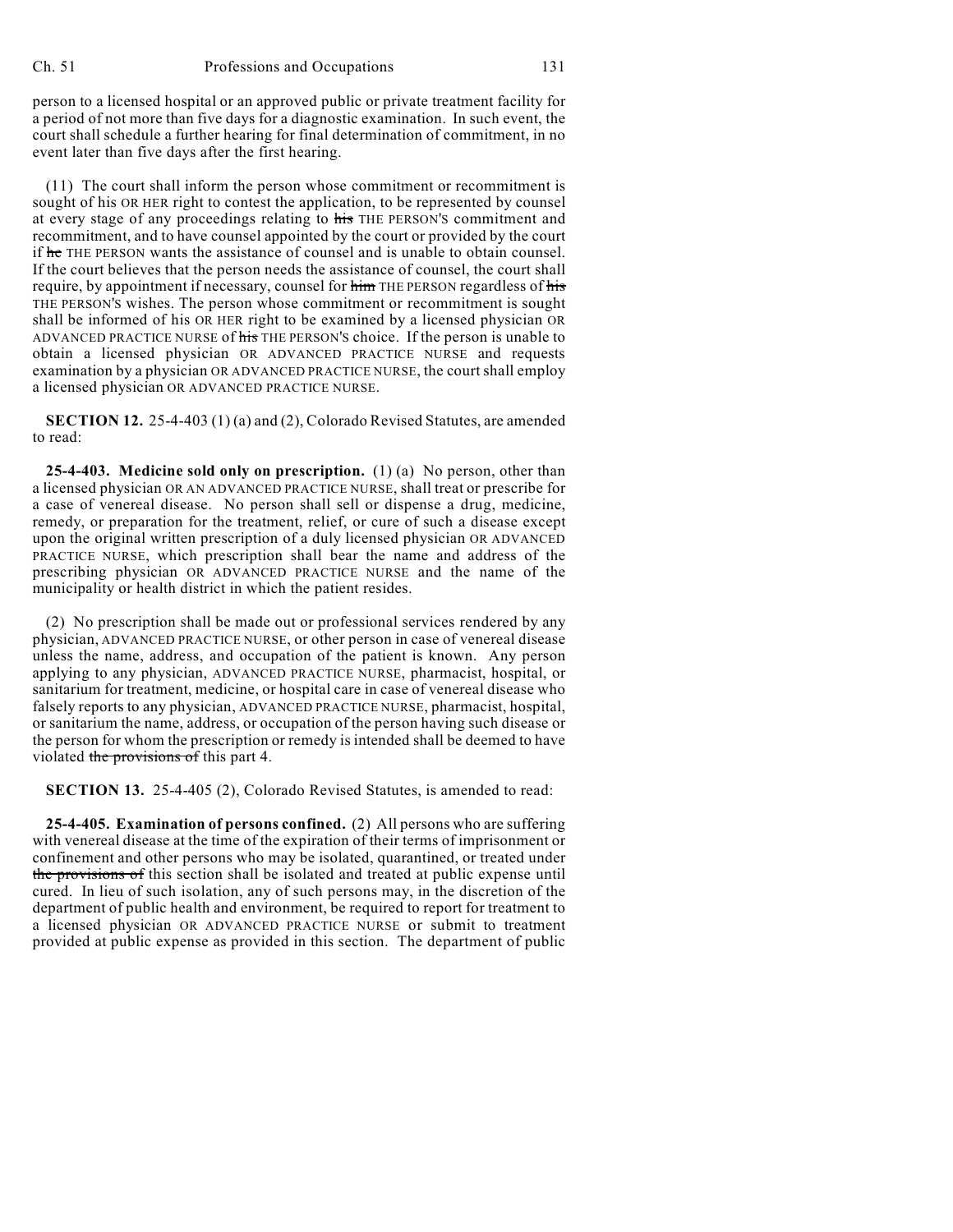person to a licensed hospital or an approved public or private treatment facility for a period of not more than five days for a diagnostic examination. In such event, the court shall schedule a further hearing for final determination of commitment, in no event later than five days after the first hearing.

(11) The court shall inform the person whose commitment or recommitment is sought of his OR HER right to contest the application, to be represented by counsel at every stage of any proceedings relating to ~~his~~ THE PERSON'S commitment and recommitment, and to have counsel appointed by the court or provided by the court if ~~he~~ THE PERSON wants the assistance of counsel and is unable to obtain counsel. If the court believes that the person needs the assistance of counsel, the court shall require, by appointment if necessary, counsel for ~~him~~ THE PERSON regardless of ~~his~~ THE PERSON'S wishes. The person whose commitment or recommitment is sought shall be informed of his OR HER right to be examined by a licensed physician OR ADVANCED PRACTICE NURSE of ~~his~~ THE PERSON'S choice. If the person is unable to obtain a licensed physician OR ADVANCED PRACTICE NURSE and requests examination by a physician OR ADVANCED PRACTICE NURSE, the court shall employ a licensed physician OR ADVANCED PRACTICE NURSE.

**SECTION 12.** 25-4-403 (1) (a) and (2), Colorado Revised Statutes, are amended to read:

**25-4-403. Medicine sold only on prescription.** (1) (a) No person, other than a licensed physician OR AN ADVANCED PRACTICE NURSE, shall treat or prescribe for a case of venereal disease. No person shall sell or dispense a drug, medicine, remedy, or preparation for the treatment, relief, or cure of such a disease except upon the original written prescription of a duly licensed physician OR ADVANCED PRACTICE NURSE, which prescription shall bear the name and address of the prescribing physician OR ADVANCED PRACTICE NURSE and the name of the municipality or health district in which the patient resides.

(2) No prescription shall be made out or professional services rendered by any physician, ADVANCED PRACTICE NURSE, or other person in case of venereal disease unless the name, address, and occupation of the patient is known. Any person applying to any physician, ADVANCED PRACTICE NURSE, pharmacist, hospital, or sanitarium for treatment, medicine, or hospital care in case of venereal disease who falsely reports to any physician, ADVANCED PRACTICE NURSE, pharmacist, hospital, or sanitarium the name, address, or occupation of the person having such disease or the person for whom the prescription or remedy is intended shall be deemed to have violated ~~the provisions of~~ this part 4.

**SECTION 13.** 25-4-405 (2), Colorado Revised Statutes, is amended to read:

**25-4-405. Examination of persons confined.** (2) All persons who are suffering with venereal disease at the time of the expiration of their terms of imprisonment or confinement and other persons who may be isolated, quarantined, or treated under ~~the provisions of~~ this section shall be isolated and treated at public expense until cured. In lieu of such isolation, any of such persons may, in the discretion of the department of public health and environment, be required to report for treatment to a licensed physician OR ADVANCED PRACTICE NURSE or submit to treatment provided at public expense as provided in this section. The department of public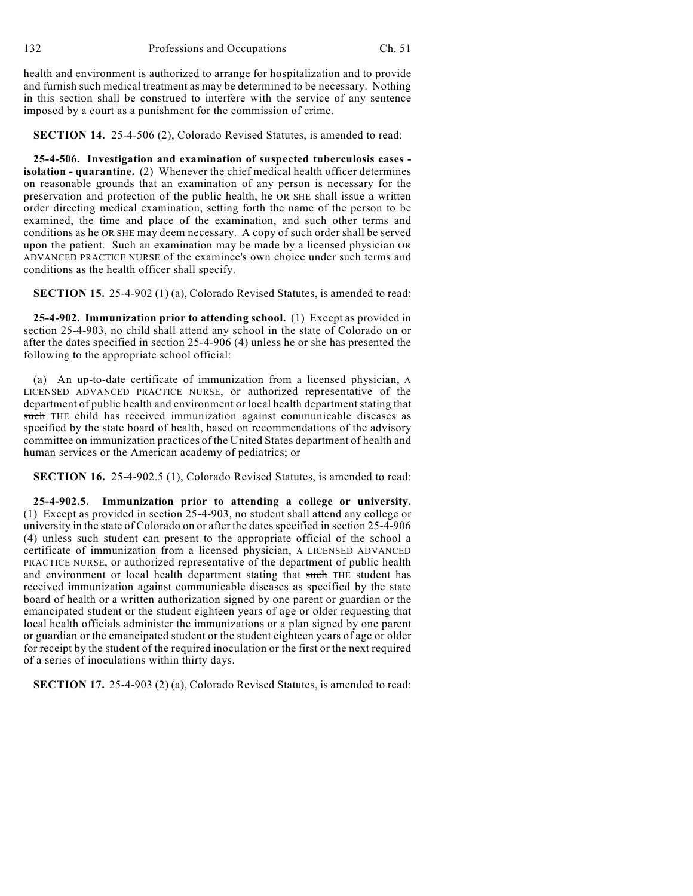health and environment is authorized to arrange for hospitalization and to provide and furnish such medical treatment as may be determined to be necessary. Nothing in this section shall be construed to interfere with the service of any sentence imposed by a court as a punishment for the commission of crime.

**SECTION 14.** 25-4-506 (2), Colorado Revised Statutes, is amended to read:

**25-4-506. Investigation and examination of suspected tuberculosis cases - isolation - quarantine.** (2) Whenever the chief medical health officer determines on reasonable grounds that an examination of any person is necessary for the preservation and protection of the public health, he OR SHE shall issue a written order directing medical examination, setting forth the name of the person to be examined, the time and place of the examination, and such other terms and conditions as he OR SHE may deem necessary. A copy of such order shall be served upon the patient. Such an examination may be made by a licensed physician OR ADVANCED PRACTICE NURSE of the examinee's own choice under such terms and conditions as the health officer shall specify.

**SECTION 15.** 25-4-902 (1) (a), Colorado Revised Statutes, is amended to read:

**25-4-902. Immunization prior to attending school.** (1) Except as provided in section 25-4-903, no child shall attend any school in the state of Colorado on or after the dates specified in section 25-4-906 (4) unless he or she has presented the following to the appropriate school official:

(a) An up-to-date certificate of immunization from a licensed physician, A LICENSED ADVANCED PRACTICE NURSE, or authorized representative of the department of public health and environment or local health department stating that ~~such~~ THE child has received immunization against communicable diseases as specified by the state board of health, based on recommendations of the advisory committee on immunization practices of the United States department of health and human services or the American academy of pediatrics; or

**SECTION 16.** 25-4-902.5 (1), Colorado Revised Statutes, is amended to read:

**25-4-902.5. Immunization prior to attending a college or university.** (1) Except as provided in section 25-4-903, no student shall attend any college or university in the state of Colorado on or after the dates specified in section 25-4-906 (4) unless such student can present to the appropriate official of the school a certificate of immunization from a licensed physician, A LICENSED ADVANCED PRACTICE NURSE, or authorized representative of the department of public health and environment or local health department stating that ~~such~~ THE student has received immunization against communicable diseases as specified by the state board of health or a written authorization signed by one parent or guardian or the emancipated student or the student eighteen years of age or older requesting that local health officials administer the immunizations or a plan signed by one parent or guardian or the emancipated student or the student eighteen years of age or older for receipt by the student of the required inoculation or the first or the next required of a series of inoculations within thirty days.

**SECTION 17.** 25-4-903 (2) (a), Colorado Revised Statutes, is amended to read: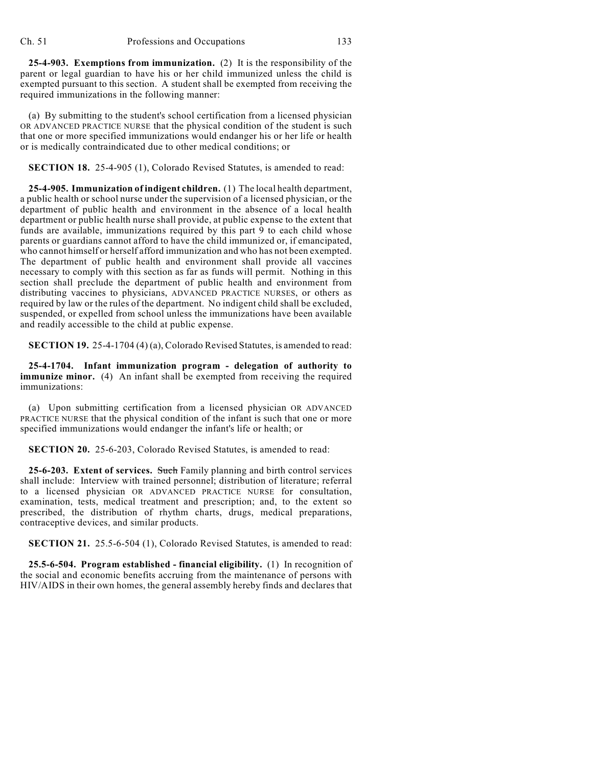**25-4-903. Exemptions from immunization.** (2) It is the responsibility of the parent or legal guardian to have his or her child immunized unless the child is exempted pursuant to this section. A student shall be exempted from receiving the required immunizations in the following manner:

(a) By submitting to the student's school certification from a licensed physician OR ADVANCED PRACTICE NURSE that the physical condition of the student is such that one or more specified immunizations would endanger his or her life or health or is medically contraindicated due to other medical conditions; or

**SECTION 18.** 25-4-905 (1), Colorado Revised Statutes, is amended to read:

**25-4-905. Immunization of indigent children.** (1) The local health department, a public health or school nurse under the supervision of a licensed physician, or the department of public health and environment in the absence of a local health department or public health nurse shall provide, at public expense to the extent that funds are available, immunizations required by this part 9 to each child whose parents or guardians cannot afford to have the child immunized or, if emancipated, who cannot himself or herself afford immunization and who has not been exempted. The department of public health and environment shall provide all vaccines necessary to comply with this section as far as funds will permit. Nothing in this section shall preclude the department of public health and environment from distributing vaccines to physicians, ADVANCED PRACTICE NURSES, or others as required by law or the rules of the department. No indigent child shall be excluded, suspended, or expelled from school unless the immunizations have been available and readily accessible to the child at public expense.

**SECTION 19.** 25-4-1704 (4) (a), Colorado Revised Statutes, is amended to read:

**25-4-1704. Infant immunization program - delegation of authority to immunize minor.** (4) An infant shall be exempted from receiving the required immunizations:

(a) Upon submitting certification from a licensed physician OR ADVANCED PRACTICE NURSE that the physical condition of the infant is such that one or more specified immunizations would endanger the infant's life or health; or

**SECTION 20.** 25-6-203, Colorado Revised Statutes, is amended to read:

**25-6-203. Extent of services.** ~~Such~~ Family planning and birth control services shall include: Interview with trained personnel; distribution of literature; referral to a licensed physician OR ADVANCED PRACTICE NURSE for consultation, examination, tests, medical treatment and prescription; and, to the extent so prescribed, the distribution of rhythm charts, drugs, medical preparations, contraceptive devices, and similar products.

**SECTION 21.** 25.5-6-504 (1), Colorado Revised Statutes, is amended to read:

**25.5-6-504. Program established - financial eligibility.** (1) In recognition of the social and economic benefits accruing from the maintenance of persons with HIV/AIDS in their own homes, the general assembly hereby finds and declares that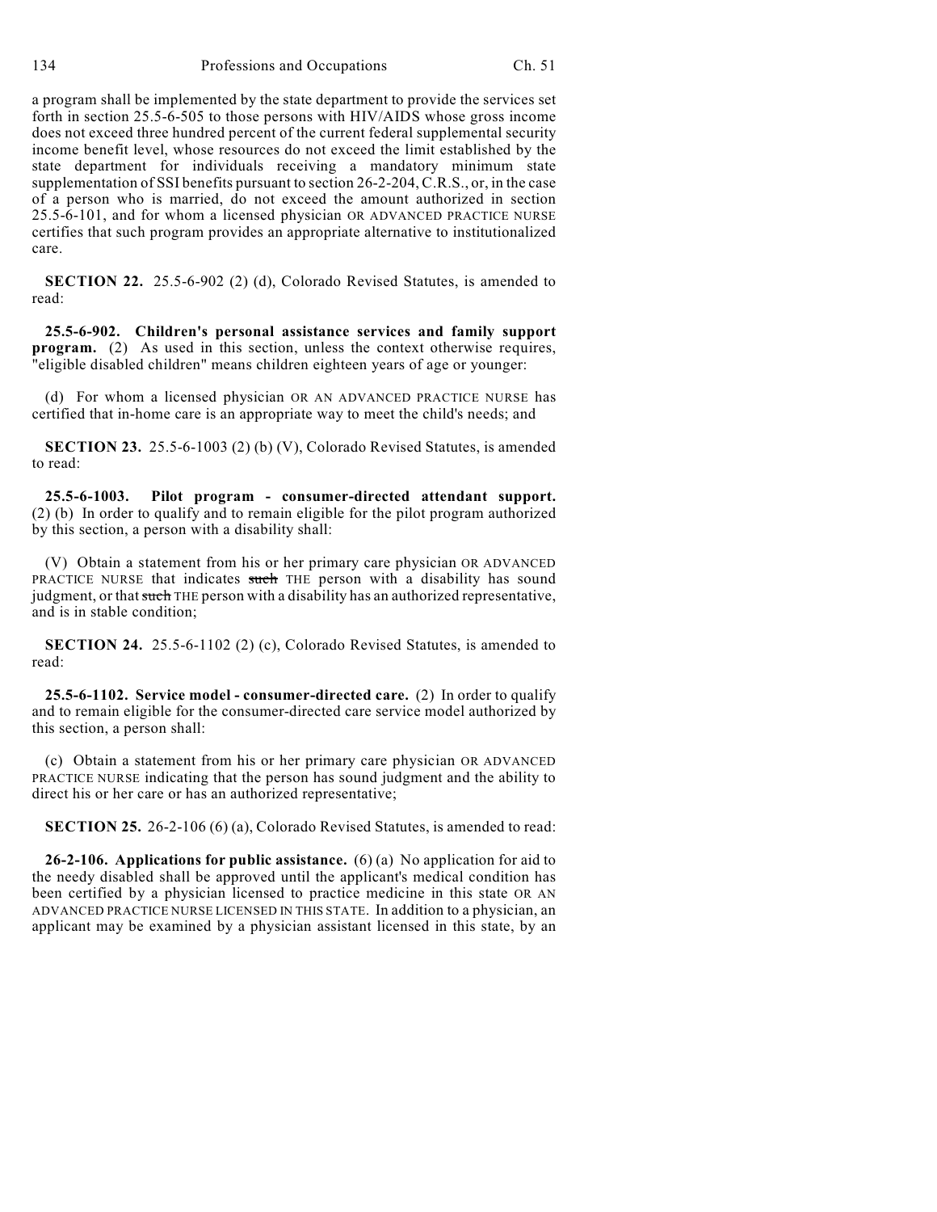a program shall be implemented by the state department to provide the services set forth in section 25.5-6-505 to those persons with HIV/AIDS whose gross income does not exceed three hundred percent of the current federal supplemental security income benefit level, whose resources do not exceed the limit established by the state department for individuals receiving a mandatory minimum state supplementation of SSI benefits pursuant to section 26-2-204, C.R.S., or, in the case of a person who is married, do not exceed the amount authorized in section 25.5-6-101, and for whom a licensed physician OR ADVANCED PRACTICE NURSE certifies that such program provides an appropriate alternative to institutionalized care.

**SECTION 22.** 25.5-6-902 (2) (d), Colorado Revised Statutes, is amended to read:

**25.5-6-902. Children's personal assistance services and family support program.** (2) As used in this section, unless the context otherwise requires, "eligible disabled children" means children eighteen years of age or younger:

(d) For whom a licensed physician OR AN ADVANCED PRACTICE NURSE has certified that in-home care is an appropriate way to meet the child's needs; and

**SECTION 23.** 25.5-6-1003 (2) (b) (V), Colorado Revised Statutes, is amended to read:

**25.5-6-1003. Pilot program - consumer-directed attendant support.** (2) (b) In order to qualify and to remain eligible for the pilot program authorized by this section, a person with a disability shall:

(V) Obtain a statement from his or her primary care physician OR ADVANCED PRACTICE NURSE that indicates ~~such~~ THE person with a disability has sound judgment, or that ~~such~~ THE person with a disability has an authorized representative, and is in stable condition;

**SECTION 24.** 25.5-6-1102 (2) (c), Colorado Revised Statutes, is amended to read:

**25.5-6-1102. Service model - consumer-directed care.** (2) In order to qualify and to remain eligible for the consumer-directed care service model authorized by this section, a person shall:

(c) Obtain a statement from his or her primary care physician OR ADVANCED PRACTICE NURSE indicating that the person has sound judgment and the ability to direct his or her care or has an authorized representative;

**SECTION 25.** 26-2-106 (6) (a), Colorado Revised Statutes, is amended to read:

**26-2-106. Applications for public assistance.** (6) (a) No application for aid to the needy disabled shall be approved until the applicant's medical condition has been certified by a physician licensed to practice medicine in this state OR AN ADVANCED PRACTICE NURSE LICENSED IN THIS STATE. In addition to a physician, an applicant may be examined by a physician assistant licensed in this state, by an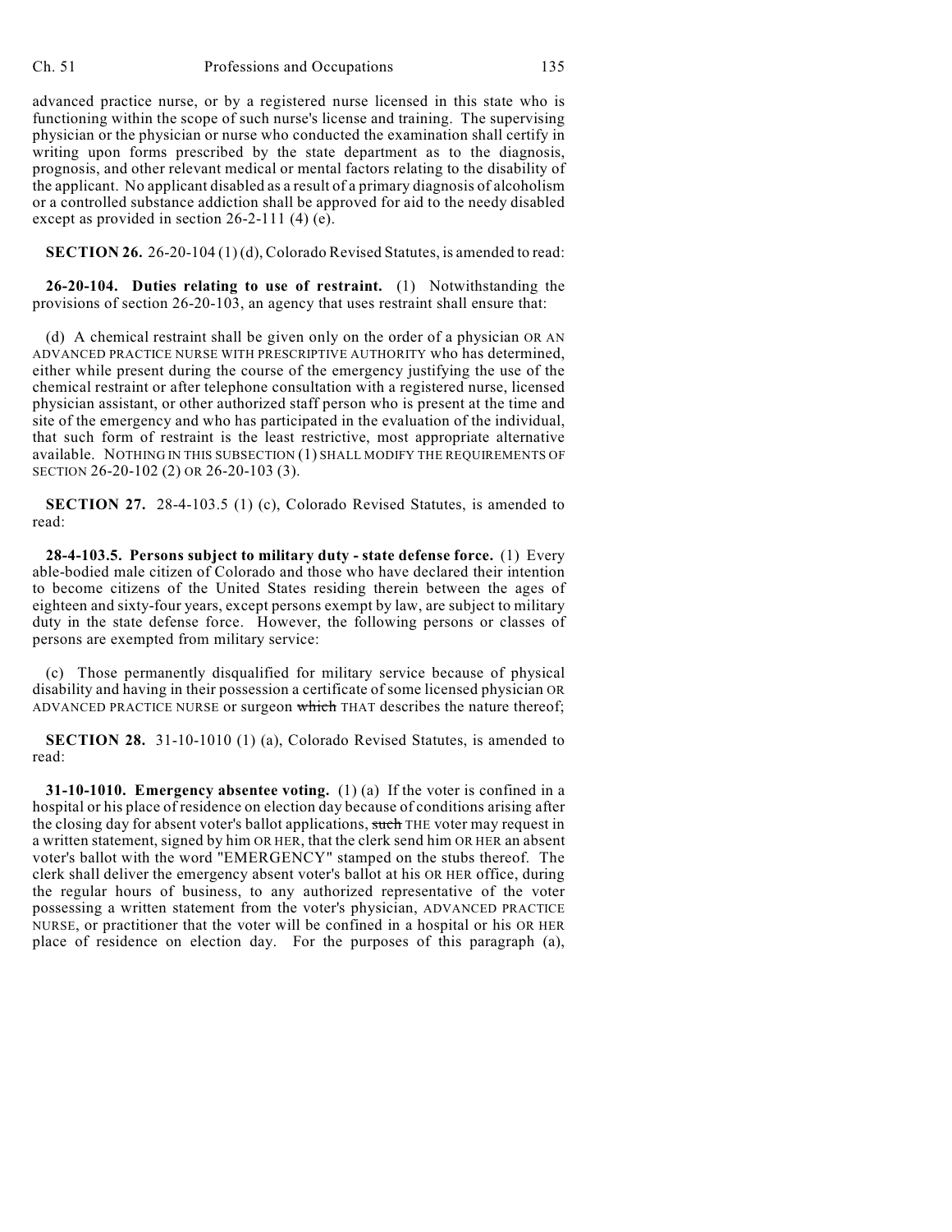advanced practice nurse, or by a registered nurse licensed in this state who is functioning within the scope of such nurse's license and training. The supervising physician or the physician or nurse who conducted the examination shall certify in writing upon forms prescribed by the state department as to the diagnosis, prognosis, and other relevant medical or mental factors relating to the disability of the applicant. No applicant disabled as a result of a primary diagnosis of alcoholism or a controlled substance addiction shall be approved for aid to the needy disabled except as provided in section 26-2-111 (4) (e).

**SECTION 26.** 26-20-104 (1) (d), Colorado Revised Statutes, is amended to read:

**26-20-104. Duties relating to use of restraint.** (1) Notwithstanding the provisions of section 26-20-103, an agency that uses restraint shall ensure that:

(d) A chemical restraint shall be given only on the order of a physician OR AN ADVANCED PRACTICE NURSE WITH PRESCRIPTIVE AUTHORITY who has determined, either while present during the course of the emergency justifying the use of the chemical restraint or after telephone consultation with a registered nurse, licensed physician assistant, or other authorized staff person who is present at the time and site of the emergency and who has participated in the evaluation of the individual, that such form of restraint is the least restrictive, most appropriate alternative available. NOTHING IN THIS SUBSECTION (1) SHALL MODIFY THE REQUIREMENTS OF SECTION 26-20-102 (2) OR 26-20-103 (3).

**SECTION 27.** 28-4-103.5 (1) (c), Colorado Revised Statutes, is amended to read:

**28-4-103.5. Persons subject to military duty - state defense force.** (1) Every able-bodied male citizen of Colorado and those who have declared their intention to become citizens of the United States residing therein between the ages of eighteen and sixty-four years, except persons exempt by law, are subject to military duty in the state defense force. However, the following persons or classes of persons are exempted from military service:

(c) Those permanently disqualified for military service because of physical disability and having in their possession a certificate of some licensed physician OR ADVANCED PRACTICE NURSE or surgeon ~~which~~ THAT describes the nature thereof;

**SECTION 28.** 31-10-1010 (1) (a), Colorado Revised Statutes, is amended to read:

**31-10-1010. Emergency absentee voting.** (1) (a) If the voter is confined in a hospital or his place of residence on election day because of conditions arising after the closing day for absent voter's ballot applications, ~~such~~ THE voter may request in a written statement, signed by him OR HER, that the clerk send him OR HER an absent voter's ballot with the word "EMERGENCY" stamped on the stubs thereof. The clerk shall deliver the emergency absent voter's ballot at his OR HER office, during the regular hours of business, to any authorized representative of the voter possessing a written statement from the voter's physician, ADVANCED PRACTICE NURSE, or practitioner that the voter will be confined in a hospital or his OR HER place of residence on election day. For the purposes of this paragraph (a),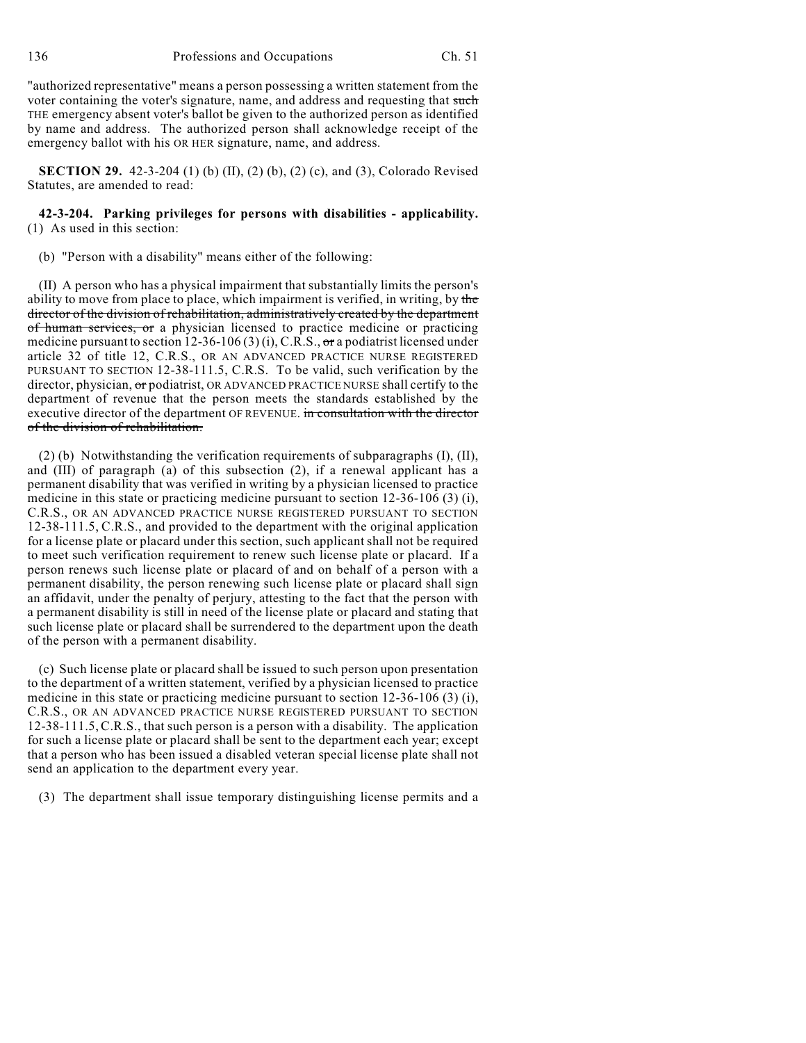"authorized representative" means a person possessing a written statement from the voter containing the voter's signature, name, and address and requesting that ~~such~~ THE emergency absent voter's ballot be given to the authorized person as identified by name and address. The authorized person shall acknowledge receipt of the emergency ballot with his OR HER signature, name, and address.

**SECTION 29.** 42-3-204 (1) (b) (II), (2) (b), (2) (c), and (3), Colorado Revised Statutes, are amended to read:

**42-3-204. Parking privileges for persons with disabilities - applicability.** (1) As used in this section:

(b) "Person with a disability" means either of the following:

(II) A person who has a physical impairment that substantially limits the person's ability to move from place to place, which impairment is verified, in writing, by ~~the director of the division of rehabilitation, administratively created by the department of human services, or~~ a physician licensed to practice medicine or practicing medicine pursuant to section 12-36-106 (3) (i), C.R.S., ~~or~~ a podiatrist licensed under article 32 of title 12, C.R.S., OR AN ADVANCED PRACTICE NURSE REGISTERED PURSUANT TO SECTION 12-38-111.5, C.R.S. To be valid, such verification by the director, physician, ~~or~~ podiatrist, OR ADVANCED PRACTICE NURSE shall certify to the department of revenue that the person meets the standards established by the executive director of the department OF REVENUE. ~~in consultation with the director of the division of rehabilitation.~~

(2) (b) Notwithstanding the verification requirements of subparagraphs (I), (II), and (III) of paragraph (a) of this subsection (2), if a renewal applicant has a permanent disability that was verified in writing by a physician licensed to practice medicine in this state or practicing medicine pursuant to section 12-36-106 (3) (i), C.R.S., OR AN ADVANCED PRACTICE NURSE REGISTERED PURSUANT TO SECTION 12-38-111.5, C.R.S., and provided to the department with the original application for a license plate or placard under this section, such applicant shall not be required to meet such verification requirement to renew such license plate or placard. If a person renews such license plate or placard of and on behalf of a person with a permanent disability, the person renewing such license plate or placard shall sign an affidavit, under the penalty of perjury, attesting to the fact that the person with a permanent disability is still in need of the license plate or placard and stating that such license plate or placard shall be surrendered to the department upon the death of the person with a permanent disability.

(c) Such license plate or placard shall be issued to such person upon presentation to the department of a written statement, verified by a physician licensed to practice medicine in this state or practicing medicine pursuant to section 12-36-106 (3) (i), C.R.S., OR AN ADVANCED PRACTICE NURSE REGISTERED PURSUANT TO SECTION 12-38-111.5, C.R.S., that such person is a person with a disability. The application for such a license plate or placard shall be sent to the department each year; except that a person who has been issued a disabled veteran special license plate shall not send an application to the department every year.

(3) The department shall issue temporary distinguishing license permits and a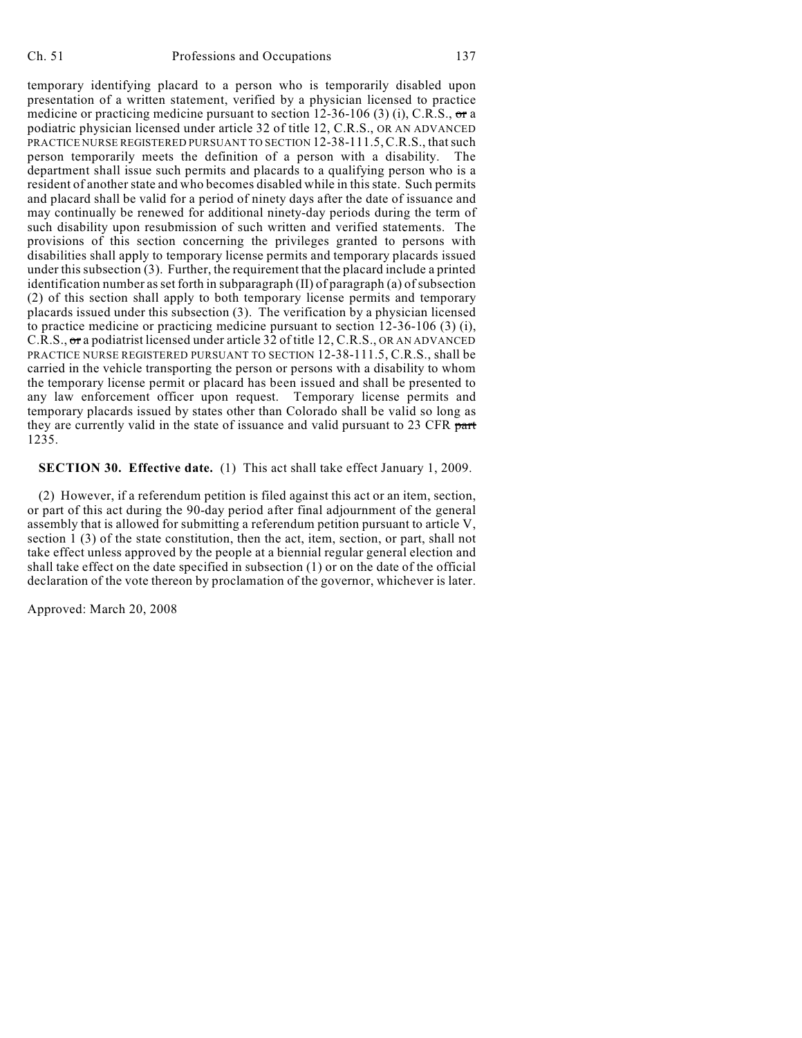temporary identifying placard to a person who is temporarily disabled upon presentation of a written statement, verified by a physician licensed to practice medicine or practicing medicine pursuant to section 12-36-106 (3) (i), C.R.S., ~~or~~ a podiatric physician licensed under article 32 of title 12, C.R.S., OR AN ADVANCED PRACTICE NURSE REGISTERED PURSUANT TO SECTION 12-38-111.5, C.R.S., that such person temporarily meets the definition of a person with a disability. The department shall issue such permits and placards to a qualifying person who is a resident of another state and who becomes disabled while in this state. Such permits and placard shall be valid for a period of ninety days after the date of issuance and may continually be renewed for additional ninety-day periods during the term of such disability upon resubmission of such written and verified statements. The provisions of this section concerning the privileges granted to persons with disabilities shall apply to temporary license permits and temporary placards issued under this subsection (3). Further, the requirement that the placard include a printed identification number as set forth in subparagraph (II) of paragraph (a) of subsection (2) of this section shall apply to both temporary license permits and temporary placards issued under this subsection (3). The verification by a physician licensed to practice medicine or practicing medicine pursuant to section 12-36-106 (3) (i), C.R.S., ~~or~~ a podiatrist licensed under article 32 of title 12, C.R.S., OR AN ADVANCED PRACTICE NURSE REGISTERED PURSUANT TO SECTION 12-38-111.5, C.R.S., shall be carried in the vehicle transporting the person or persons with a disability to whom the temporary license permit or placard has been issued and shall be presented to any law enforcement officer upon request. Temporary license permits and temporary placards issued by states other than Colorado shall be valid so long as they are currently valid in the state of issuance and valid pursuant to 23 CFR ~~part~~ 1235.

**SECTION 30. Effective date.** (1) This act shall take effect January 1, 2009.

(2) However, if a referendum petition is filed against this act or an item, section, or part of this act during the 90-day period after final adjournment of the general assembly that is allowed for submitting a referendum petition pursuant to article V, section 1 (3) of the state constitution, then the act, item, section, or part, shall not take effect unless approved by the people at a biennial regular general election and shall take effect on the date specified in subsection (1) or on the date of the official declaration of the vote thereon by proclamation of the governor, whichever is later.

Approved: March 20, 2008